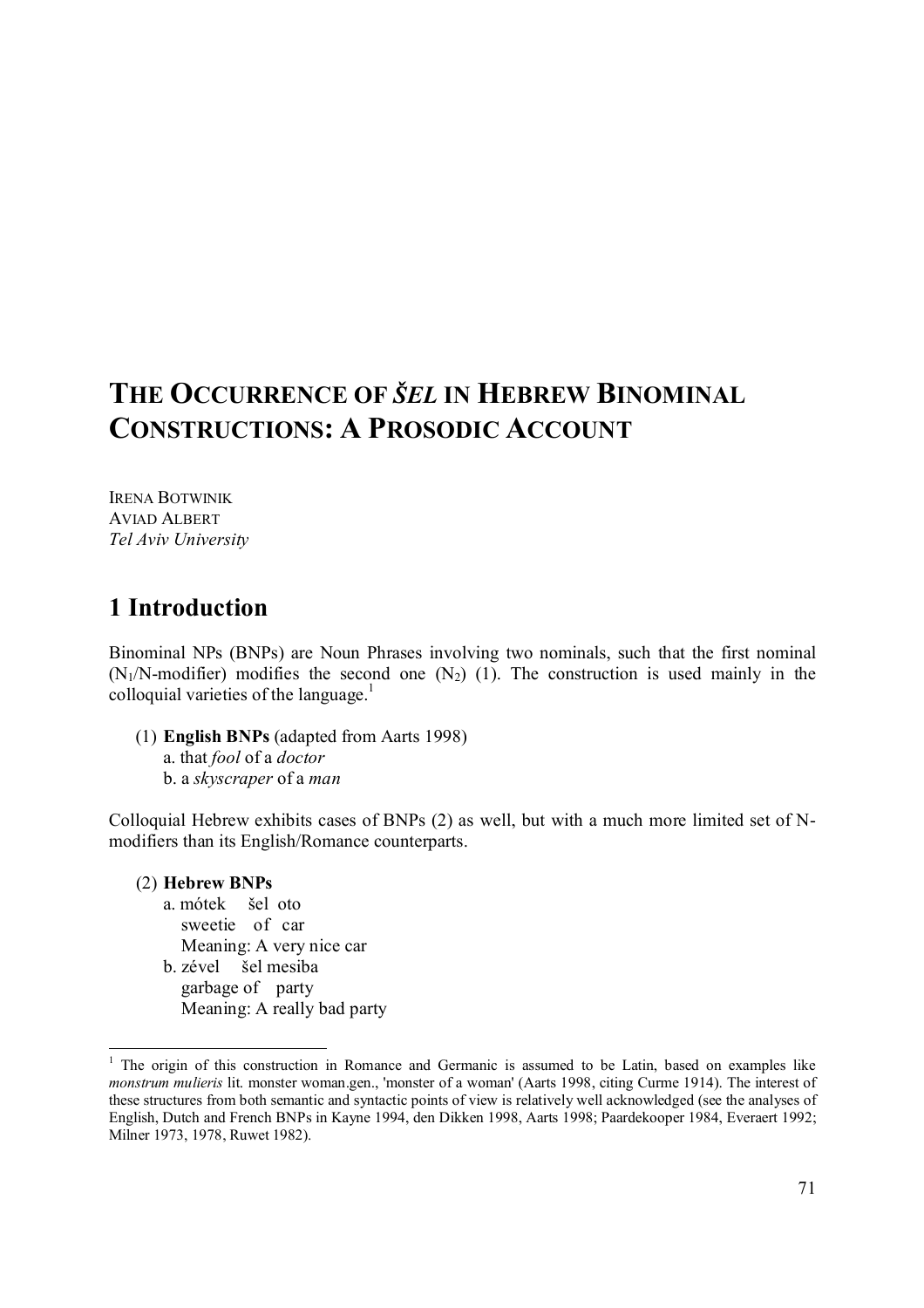# THE OCCURRENCE OF *ŠEL* IN HEBREW BINOMINAL CONSTRUCTIONS: A PROSODIC ACCOUNT

IRENA BOTWINIK
AVIAD ALBERT
*Tel Aviv University*

## 1 Introduction

Binominal NPs (BNPs) are Noun Phrases involving two nominals, such that the first nominal ($N_1$/N-modifier) modifies the second one ($N_2$) (1). The construction is used mainly in the colloquial varieties of the language.[1]

(1) **English BNPs** (adapted from Aarts 1998)
a. that *fool* of a *doctor*
b. a *skyscraper* of a *man*

Colloquial Hebrew exhibits cases of BNPs (2) as well, but with a much more limited set of N-modifiers than its English/Romance counterparts.

(2) **Hebrew BNPs**
a. mótek šel oto
sweetie of car
Meaning: A very nice car
b. zével šel mesiba
garbage of party
Meaning: A really bad party

---

[1] The origin of this construction in Romance and Germanic is assumed to be Latin, based on examples like *monstrum mulieris* lit. monster woman.gen., 'monster of a woman' (Aarts 1998, citing Curme 1914). The interest of these structures from both semantic and syntactic points of view is relatively well acknowledged (see the analyses of English, Dutch and French BNPs in Kayne 1994, den Dikken 1998, Aarts 1998; Paardekooper 1984, Everaert 1992; Milner 1973, 1978, Ruwet 1982).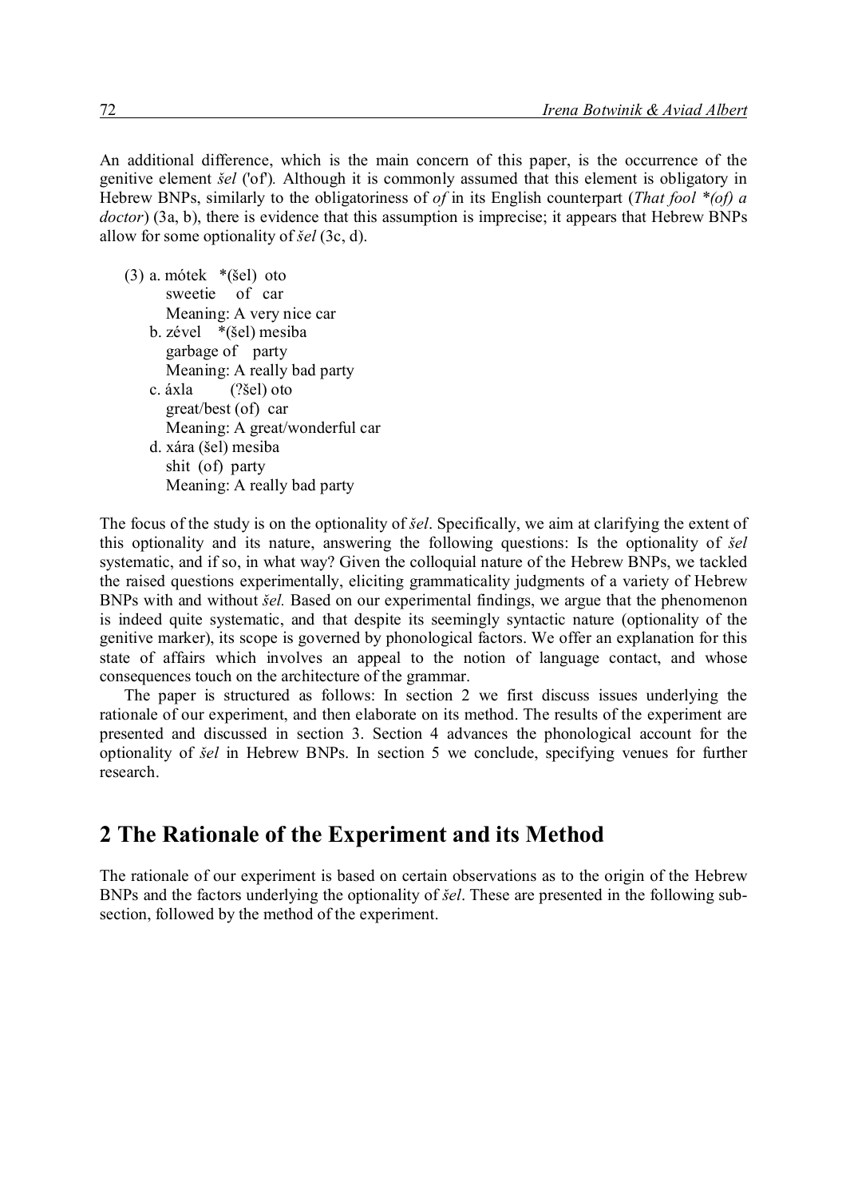An additional difference, which is the main concern of this paper, is the occurrence of the genitive element *šel* ('of'). Although it is commonly assumed that this element is obligatory in Hebrew BNPs, similarly to the obligatoriness of *of* in its English counterpart (*That fool \*(of) a doctor*) (3a, b), there is evidence that this assumption is imprecise; it appears that Hebrew BNPs allow for some optionality of *šel* (3c, d).

(3) a. mótek \*(šel) oto
    sweetie of car
    Meaning: A very nice car
  b. zével \*(šel) mesiba
    garbage of party
    Meaning: A really bad party
  c. áxla (?šel) oto
    great/best (of) car
    Meaning: A great/wonderful car
  d. xára (šel) mesiba
    shit (of) party
    Meaning: A really bad party

The focus of the study is on the optionality of *šel*. Specifically, we aim at clarifying the extent of this optionality and its nature, answering the following questions: Is the optionality of *šel* systematic, and if so, in what way? Given the colloquial nature of the Hebrew BNPs, we tackled the raised questions experimentally, eliciting grammaticality judgments of a variety of Hebrew BNPs with and without *šel.* Based on our experimental findings, we argue that the phenomenon is indeed quite systematic, and that despite its seemingly syntactic nature (optionality of the genitive marker), its scope is governed by phonological factors. We offer an explanation for this state of affairs which involves an appeal to the notion of language contact, and whose consequences touch on the architecture of the grammar.

The paper is structured as follows: In section 2 we first discuss issues underlying the rationale of our experiment, and then elaborate on its method. The results of the experiment are presented and discussed in section 3. Section 4 advances the phonological account for the optionality of *šel* in Hebrew BNPs. In section 5 we conclude, specifying venues for further research.

## 2 The Rationale of the Experiment and its Method

The rationale of our experiment is based on certain observations as to the origin of the Hebrew BNPs and the factors underlying the optionality of *šel*. These are presented in the following sub-section, followed by the method of the experiment.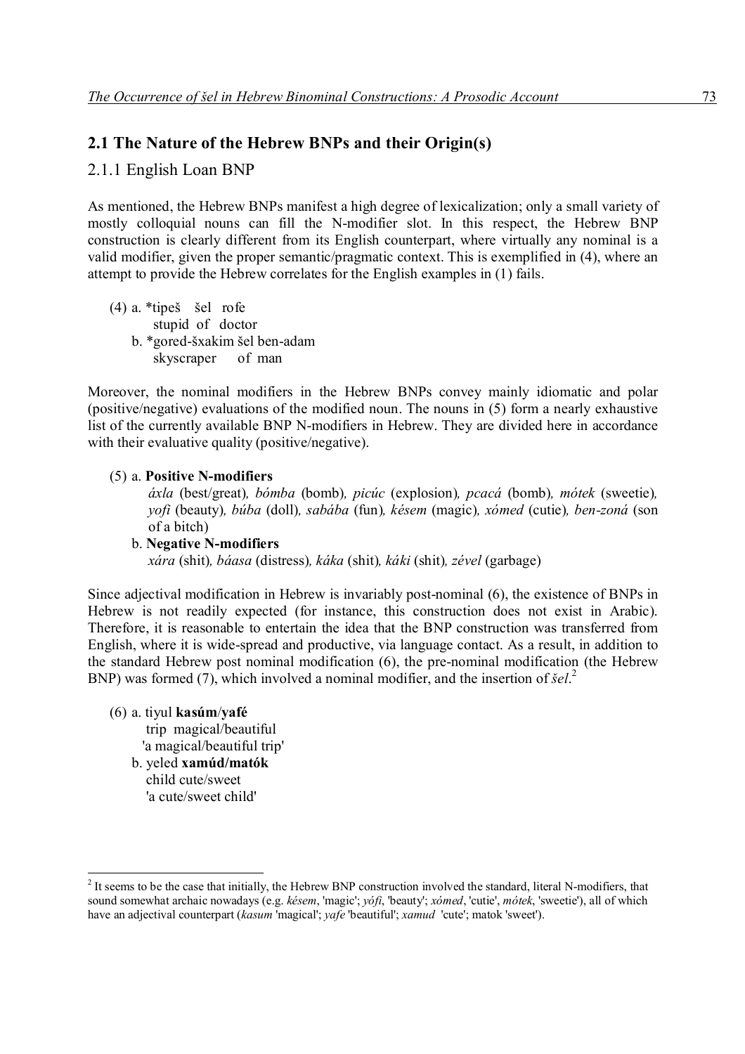## 2.1 The Nature of the Hebrew BNPs and their Origin(s)

### 2.1.1 English Loan BNP

As mentioned, the Hebrew BNPs manifest a high degree of lexicalization; only a small variety of mostly colloquial nouns can fill the N-modifier slot. In this respect, the Hebrew BNP construction is clearly different from its English counterpart, where virtually any nominal is a valid modifier, given the proper semantic/pragmatic context. This is exemplified in (4), where an attempt to provide the Hebrew correlates for the English examples in (1) fails.

(4) a. *tipeš šel rofe
  stupid of doctor
 b. *gored-šxakim šel ben-adam
  skyscraper of man

Moreover, the nominal modifiers in the Hebrew BNPs convey mainly idiomatic and polar (positive/negative) evaluations of the modified noun. The nouns in (5) form a nearly exhaustive list of the currently available BNP N-modifiers in Hebrew. They are divided here in accordance with their evaluative quality (positive/negative).

(5) a. **Positive N-modifiers**
  *áxla* (best/great)*, bómba* (bomb)*, picúc* (explosion)*, pcacá* (bomb)*, mótek* (sweetie)*, yofi* (beauty)*, búba* (doll)*, sabába* (fun)*, késem* (magic)*, xómed* (cutie)*, ben-zoná* (son of a bitch)
 b. **Negative N-modifiers**
  *xára* (shit)*, báasa* (distress)*, káka* (shit)*, káki* (shit)*, zével* (garbage)

Since adjectival modification in Hebrew is invariably post-nominal (6), the existence of BNPs in Hebrew is not readily expected (for instance, this construction does not exist in Arabic). Therefore, it is reasonable to entertain the idea that the BNP construction was transferred from English, where it is wide-spread and productive, via language contact. As a result, in addition to the standard Hebrew post nominal modification (6), the pre-nominal modification (the Hebrew BNP) was formed (7), which involved a nominal modifier, and the insertion of *šel*.[2]

(6) a. tiyul **kasúm**/**yafé**
  trip magical/beautiful
  'a magical/beautiful trip'
 b. yeled **xamúd/matók**
  child cute/sweet
  'a cute/sweet child'

---

[2] It seems to be the case that initially, the Hebrew BNP construction involved the standard, literal N-modifiers, that sound somewhat archaic nowadays (e.g. *késem*, 'magic'; *yófi*, 'beauty'; *xómed*, 'cutie', *mótek*, 'sweetie'), all of which have an adjectival counterpart (*kasum* 'magical'; *yafe* 'beautiful'; *xamud* 'cute'; matok 'sweet').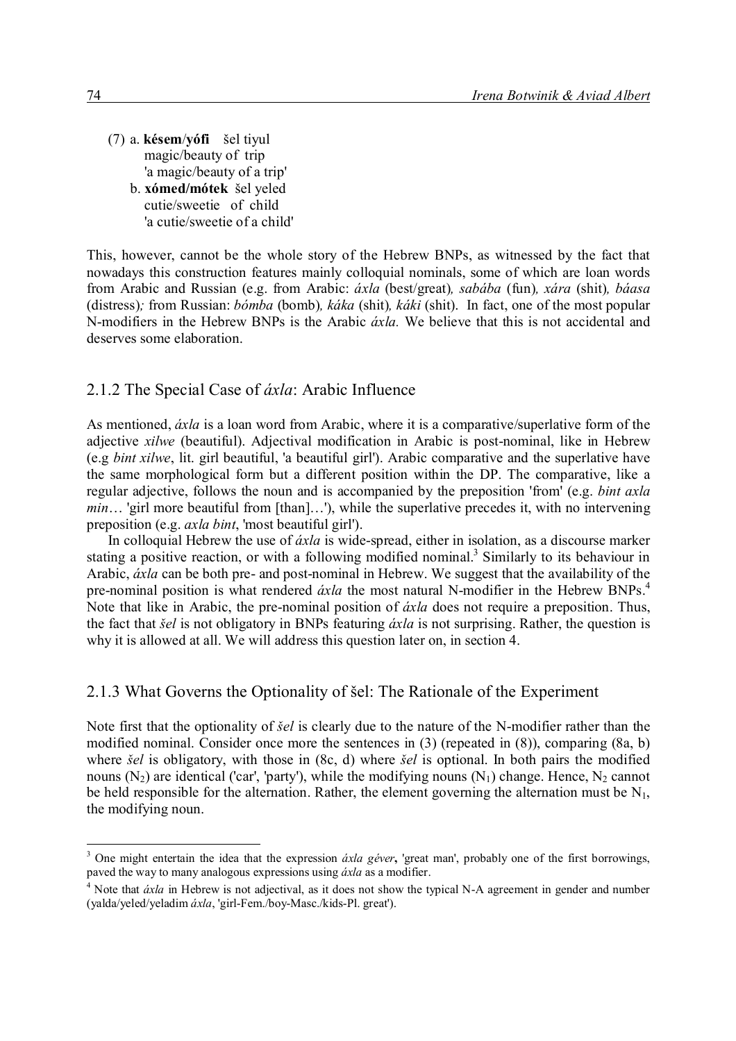(7) a. **késem**/**yófi** šel tiyul
magic/beauty of trip
'a magic/beauty of a trip'

b. **xómed/mótek** šel yeled
cutie/sweetie of child
'a cutie/sweetie of a child'

This, however, cannot be the whole story of the Hebrew BNPs, as witnessed by the fact that nowadays this construction features mainly colloquial nominals, some of which are loan words from Arabic and Russian (e.g. from Arabic: *áxla* (best/great)*, sabába* (fun)*, xára* (shit)*, báasa* (distress)*;* from Russian: *bómba* (bomb)*, káka* (shit)*, káki* (shit). In fact, one of the most popular N-modifiers in the Hebrew BNPs is the Arabic *áxla.* We believe that this is not accidental and deserves some elaboration.

### 2.1.2 The Special Case of *áxla*: Arabic Influence

As mentioned, *áxla* is a loan word from Arabic, where it is a comparative/superlative form of the adjective *xilwe* (beautiful). Adjectival modification in Arabic is post-nominal, like in Hebrew (e.g *bint xilwe*, lit. girl beautiful, 'a beautiful girl'). Arabic comparative and the superlative have the same morphological form but a different position within the DP. The comparative, like a regular adjective, follows the noun and is accompanied by the preposition 'from' (e.g. *bint axla min*… 'girl more beautiful from [than]…'), while the superlative precedes it, with no intervening preposition (e.g. *axla bint*, 'most beautiful girl').

In colloquial Hebrew the use of *áxla* is wide-spread, either in isolation, as a discourse marker stating a positive reaction, or with a following modified nominal.[3] Similarly to its behaviour in Arabic, *áxla* can be both pre- and post-nominal in Hebrew. We suggest that the availability of the pre-nominal position is what rendered *áxla* the most natural N-modifier in the Hebrew BNPs.[4] Note that like in Arabic, the pre-nominal position of *áxla* does not require a preposition. Thus, the fact that *šel* is not obligatory in BNPs featuring *áxla* is not surprising. Rather, the question is why it is allowed at all. We will address this question later on, in section 4.

### 2.1.3 What Governs the Optionality of šel: The Rationale of the Experiment

Note first that the optionality of *šel* is clearly due to the nature of the N-modifier rather than the modified nominal. Consider once more the sentences in (3) (repeated in (8)), comparing (8a, b) where *šel* is obligatory, with those in (8c, d) where *šel* is optional. In both pairs the modified nouns ($N_2$) are identical ('car', 'party'), while the modifying nouns ($N_1$) change. Hence, $N_2$ cannot be held responsible for the alternation. Rather, the element governing the alternation must be $N_1$, the modifying noun.

---

[3] One might entertain the idea that the expression *áxla géver***,** 'great man', probably one of the first borrowings, paved the way to many analogous expressions using *áxla* as a modifier.

[4] Note that *áxla* in Hebrew is not adjectival, as it does not show the typical N-A agreement in gender and number (yalda/yeled/yeladim *áxla*, 'girl-Fem./boy-Masc./kids-Pl. great').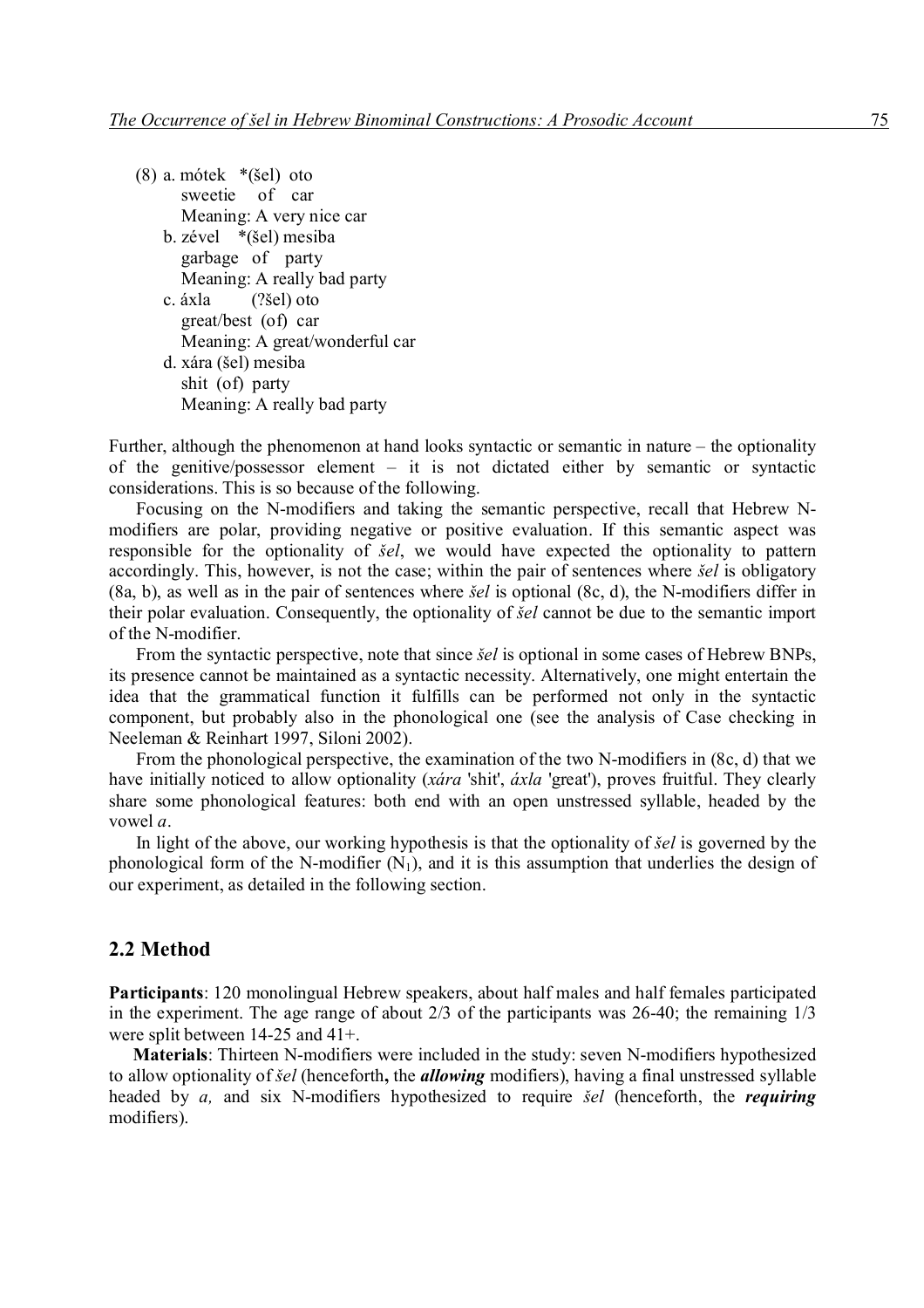(8) a. mótek   *(šel)  oto
      sweetie    of   car
      Meaning: A very nice car
   b. zével   *(šel) mesiba
      garbage   of   party
      Meaning: A really bad party
   c. áxla        (?šel) oto
      great/best  (of)  car
      Meaning: A great/wonderful car
   d. xára (šel) mesiba
      shit  (of)  party
      Meaning: A really bad party

Further, although the phenomenon at hand looks syntactic or semantic in nature – the optionality of the genitive/possessor element – it is not dictated either by semantic or syntactic considerations. This is so because of the following.

Focusing on the N-modifiers and taking the semantic perspective, recall that Hebrew N-modifiers are polar, providing negative or positive evaluation. If this semantic aspect was responsible for the optionality of *šel*, we would have expected the optionality to pattern accordingly. This, however, is not the case; within the pair of sentences where *šel* is obligatory (8a, b), as well as in the pair of sentences where *šel* is optional (8c, d), the N-modifiers differ in their polar evaluation. Consequently, the optionality of *šel* cannot be due to the semantic import of the N-modifier.

From the syntactic perspective, note that since *šel* is optional in some cases of Hebrew BNPs, its presence cannot be maintained as a syntactic necessity. Alternatively, one might entertain the idea that the grammatical function it fulfills can be performed not only in the syntactic component, but probably also in the phonological one (see the analysis of Case checking in Neeleman & Reinhart 1997, Siloni 2002).

From the phonological perspective, the examination of the two N-modifiers in (8c, d) that we have initially noticed to allow optionality (*xára* 'shit', *áxla* 'great'), proves fruitful. They clearly share some phonological features: both end with an open unstressed syllable, headed by the vowel *a*.

In light of the above, our working hypothesis is that the optionality of *šel* is governed by the phonological form of the N-modifier ($N_1$), and it is this assumption that underlies the design of our experiment, as detailed in the following section.

## 2.2 Method

**Participants**: 120 monolingual Hebrew speakers, about half males and half females participated in the experiment. The age range of about 2/3 of the participants was 26-40; the remaining 1/3 were split between 14-25 and 41+.

**Materials**: Thirteen N-modifiers were included in the study: seven N-modifiers hypothesized to allow optionality of *šel* (henceforth**,** the ***allowing*** modifiers), having a final unstressed syllable headed by *a,* and six N-modifiers hypothesized to require *šel* (henceforth, the ***requiring*** modifiers).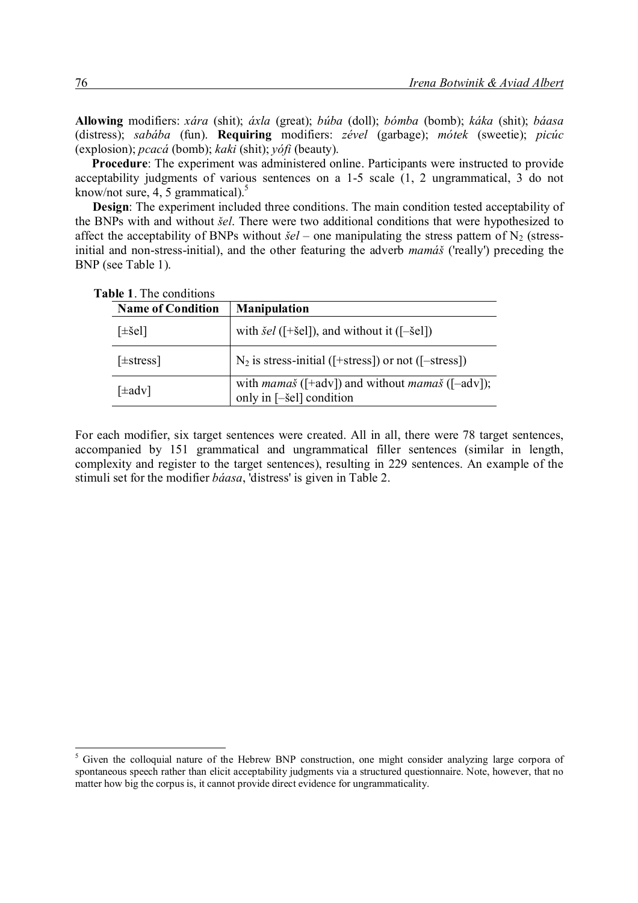**Allowing** modifiers: *xára* (shit); *áxla* (great); *búba* (doll); *bómba* (bomb); *káka* (shit); *báasa* (distress); *sabába* (fun). **Requiring** modifiers: *zével* (garbage); *mótek* (sweetie); *picúc* (explosion); *pcacá* (bomb); *kaki* (shit); *yófi* (beauty).

**Procedure**: The experiment was administered online. Participants were instructed to provide acceptability judgments of various sentences on a 1-5 scale (1, 2 ungrammatical, 3 do not know/not sure, 4, 5 grammatical).[5]

**Design**: The experiment included three conditions. The main condition tested acceptability of the BNPs with and without *šel*. There were two additional conditions that were hypothesized to affect the acceptability of BNPs without *šel* – one manipulating the stress pattern of $N_2$ (stress-initial and non-stress-initial), and the other featuring the adverb *mamáš* ('really') preceding the BNP (see Table 1).

**Table 1**. The conditions

| Name of Condition | Manipulation |
|---|---|
| [±šel] | with *šel* ([+šel]), and without it ([–šel]) |
| [±stress] | $N_2$ is stress-initial ([+stress]) or not ([–stress]) |
| [±adv] | with *mamaš* ([+adv]) and without *mamaš* ([–adv]); only in [–šel] condition |

For each modifier, six target sentences were created. All in all, there were 78 target sentences, accompanied by 151 grammatical and ungrammatical filler sentences (similar in length, complexity and register to the target sentences), resulting in 229 sentences. An example of the stimuli set for the modifier *báasa*, 'distress' is given in Table 2.

[5] Given the colloquial nature of the Hebrew BNP construction, one might consider analyzing large corpora of spontaneous speech rather than elicit acceptability judgments via a structured questionnaire. Note, however, that no matter how big the corpus is, it cannot provide direct evidence for ungrammaticality.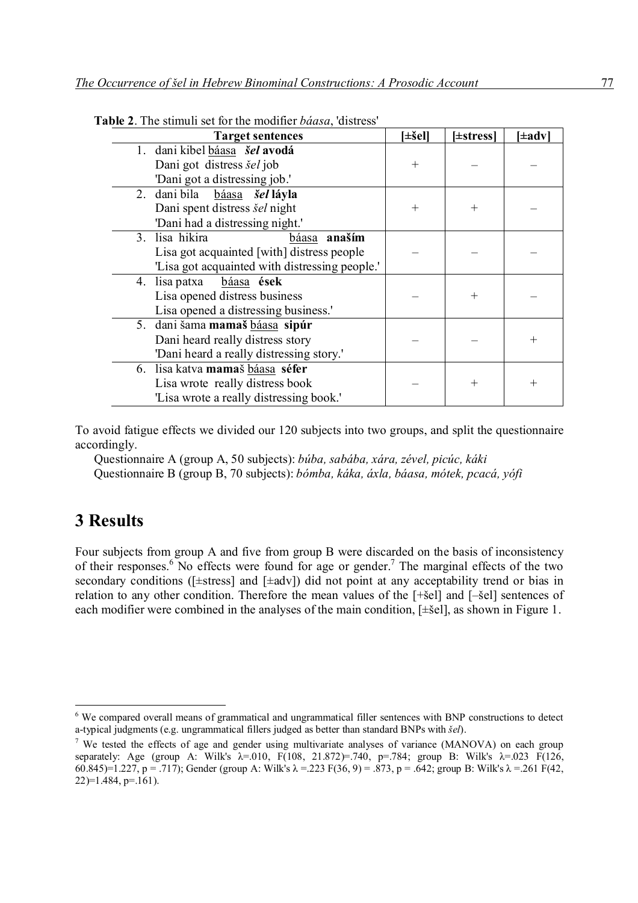**Table 2**. The stimuli set for the modifier *báasa*, 'distress'

| Target sentences | [±šel] | [±stress] | [±adv] |
|---|---|---|---|
| 1. dani kibel <u>báasa</u> ***šel* avodá**<br>Dani got distress *šel* job<br>'Dani got a distressing job.' | + | – | – |
| 2. dani bila <u>báasa</u> ***šel* láyla**<br>Dani spent distress *šel* night<br>'Dani had a distressing night.' | + | + | – |
| 3. lisa hikira <u>báasa</u> **anaším**<br>Lisa got acquainted [with] distress people<br>'Lisa got acquainted with distressing people.' | – | – | – |
| 4. lisa patxa <u>báasa</u> **ések**<br>Lisa opened distress business<br>Lisa opened a distressing business.' | – | + | – |
| 5. dani šama **mamaš** <u>báasa</u> **sipúr**<br>Dani heard really distress story<br>'Dani heard a really distressing story.' | – | – | + |
| 6. lisa katva **mama**š <u>báasa</u> **séfer**<br>Lisa wrote really distress book<br>'Lisa wrote a really distressing book.' | – | + | + |

To avoid fatigue effects we divided our 120 subjects into two groups, and split the questionnaire accordingly.

Questionnaire A (group A, 50 subjects): *búba, sabába, xára, zével, picúc, káki*
Questionnaire B (group B, 70 subjects): *bómba, káka, áxla, báasa, mótek, pcacá, yófi*

# 3 Results

Four subjects from group A and five from group B were discarded on the basis of inconsistency of their responses.[6] No effects were found for age or gender.[7] The marginal effects of the two secondary conditions ([±stress] and [±adv]) did not point at any acceptability trend or bias in relation to any other condition. Therefore the mean values of the [+šel] and [–šel] sentences of each modifier were combined in the analyses of the main condition, [±šel], as shown in Figure 1.

---

[6] We compared overall means of grammatical and ungrammatical filler sentences with BNP constructions to detect a-typical judgments (e.g. ungrammatical fillers judged as better than standard BNPs with *šel*).

[7] We tested the effects of age and gender using multivariate analyses of variance (MANOVA) on each group separately: Age (group A: Wilk's $\lambda$=.010, F(108, 21.872)=.740, p=.784; group B: Wilk's $\lambda$=.023 F(126, 60.845)=1.227, p = .717); Gender (group A: Wilk's $\lambda$ =.223 F(36, 9) = .873, p = .642; group B: Wilk's $\lambda$ =.261 F(42, 22)=1.484, p=.161).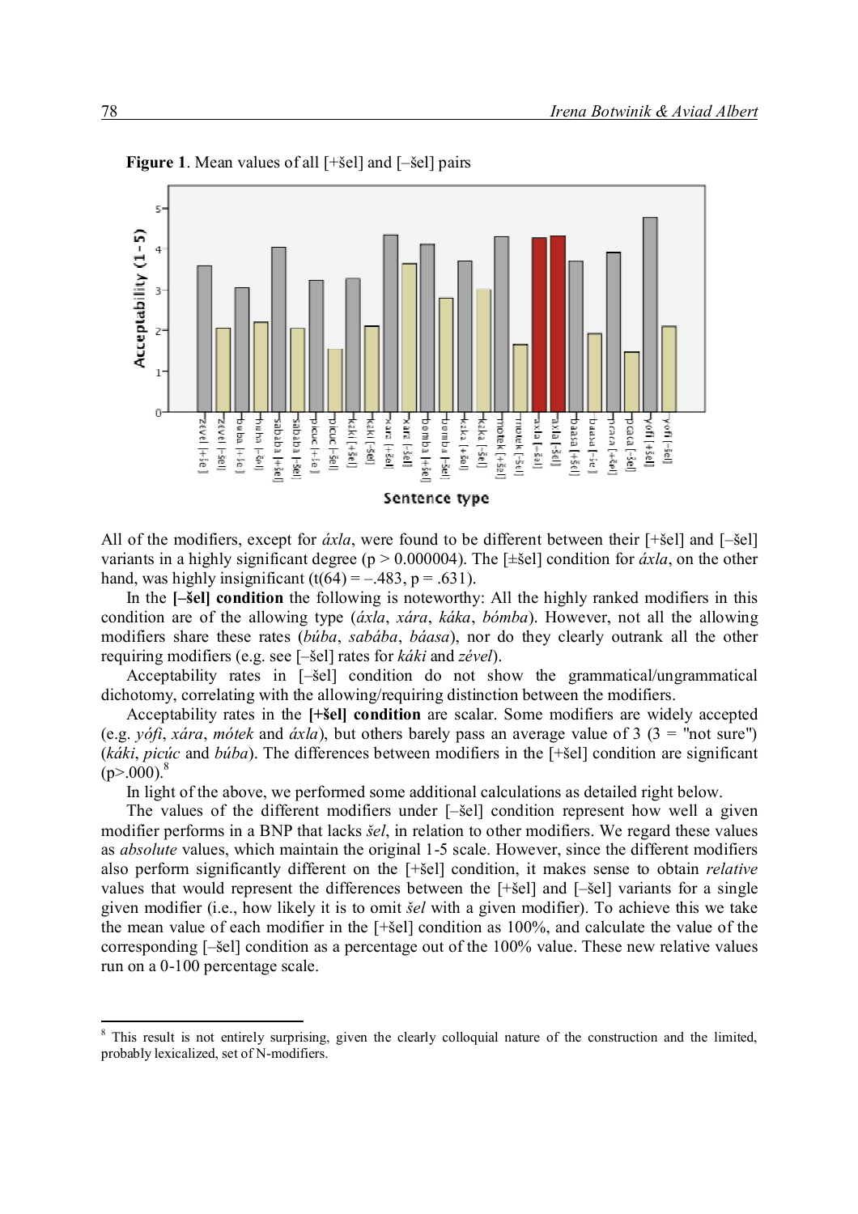**Figure 1**. Mean values of all [+šel] and [–šel] pairs

All of the modifiers, except for *áxla*, were found to be different between their [+šel] and [–šel] variants in a highly significant degree ($p > 0.000004$). The [±šel] condition for *áxla*, on the other hand, was highly insignificant ($t(64) = -.483$, $p = .631$).

In the **[–šel] condition** the following is noteworthy: All the highly ranked modifiers in this condition are of the allowing type (*áxla*, *xára*, *káka*, *bómba*). However, not all the allowing modifiers share these rates (*búba*, *sabába*, *báasa*), nor do they clearly outrank all the other requiring modifiers (e.g. see [–šel] rates for *káki* and *zével*).

Acceptability rates in [–šel] condition do not show the grammatical/ungrammatical dichotomy, correlating with the allowing/requiring distinction between the modifiers.

Acceptability rates in the **[+šel] condition** are scalar. Some modifiers are widely accepted (e.g. *yófi*, *xára*, *mótek* and *áxla*), but others barely pass an average value of 3 (3 = "not sure") (*káki*, *picúc* and *búba*). The differences between modifiers in the [+šel] condition are significant ($p>.000$).[8]

In light of the above, we performed some additional calculations as detailed right below.

The values of the different modifiers under [–šel] condition represent how well a given modifier performs in a BNP that lacks *šel*, in relation to other modifiers. We regard these values as *absolute* values, which maintain the original 1-5 scale. However, since the different modifiers also perform significantly different on the [+šel] condition, it makes sense to obtain *relative* values that would represent the differences between the [+šel] and [–šel] variants for a single given modifier (i.e., how likely it is to omit *šel* with a given modifier). To achieve this we take the mean value of each modifier in the [+šel] condition as 100%, and calculate the value of the corresponding [–šel] condition as a percentage out of the 100% value. These new relative values run on a 0-100 percentage scale.

[8] This result is not entirely surprising, given the clearly colloquial nature of the construction and the limited, probably lexicalized, set of N-modifiers.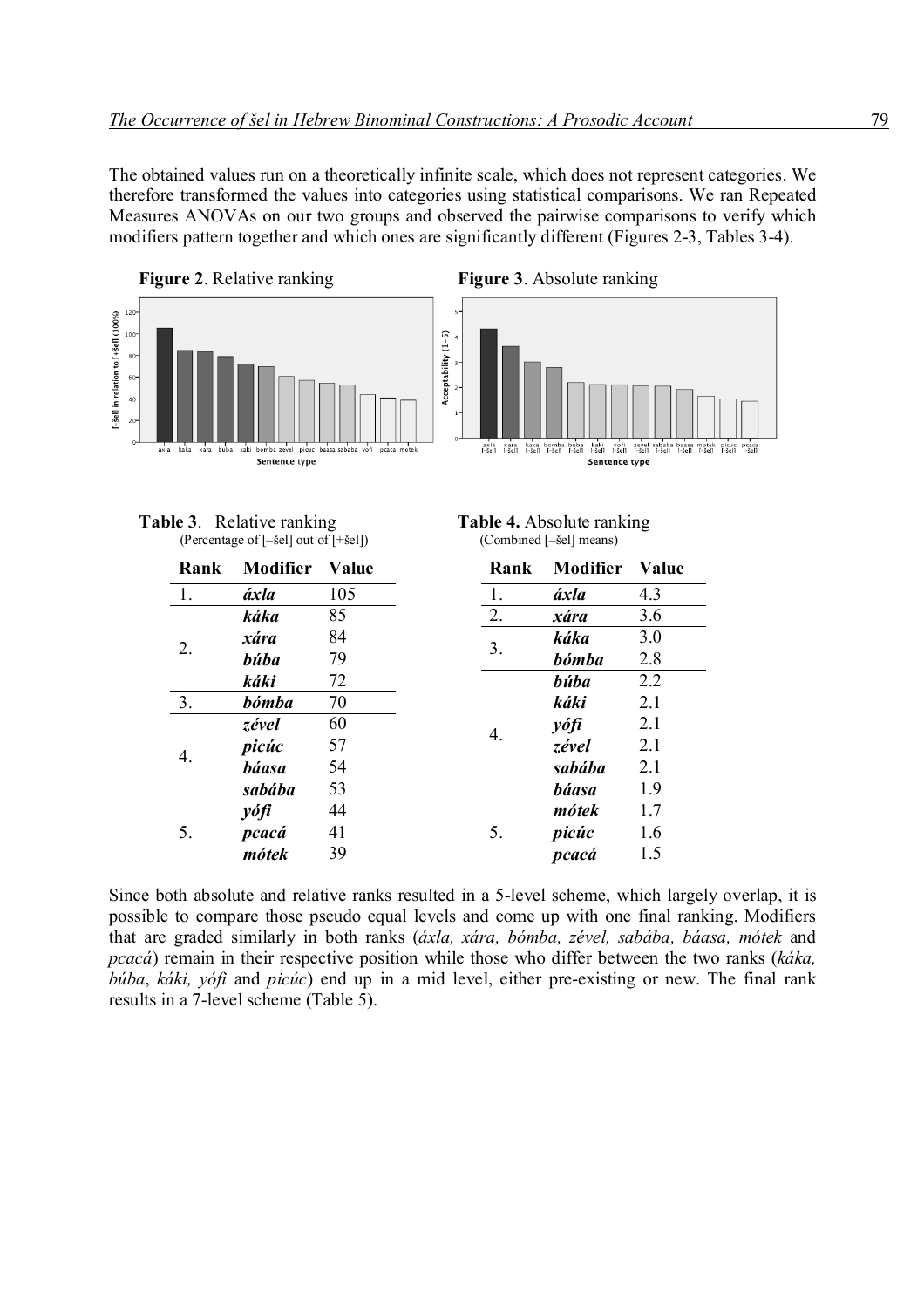The obtained values run on a theoretically infinite scale, which does not represent categories. We therefore transformed the values into categories using statistical comparisons. We ran Repeated Measures ANOVAs on our two groups and observed the pairwise comparisons to verify which modifiers pattern together and which ones are significantly different (Figures 2-3, Tables 3-4).

**Figure 2**. Relative ranking

**Figure 3**. Absolute ranking

**Table 3**. Relative ranking
(Percentage of [–šel] out of [+šel])

| Rank | Modifier | Value |
|---|---|---|
| 1. | ***áxla*** | 105 |
| 2. | ***káka*** | 85 |
| | ***xára*** | 84 |
| | ***búba*** | 79 |
| | ***káki*** | 72 |
| 3. | ***bómba*** | 70 |
| 4. | ***zével*** | 60 |
| | ***picúc*** | 57 |
| | ***báasa*** | 54 |
| | ***sabába*** | 53 |
| 5. | ***yófi*** | 44 |
| | ***pcacá*** | 41 |
| | ***mótek*** | 39 |

**Table 4.** Absolute ranking
(Combined [–šel] means)

| Rank | Modifier | Value |
|---|---|---|
| 1. | ***áxla*** | 4.3 |
| 2. | ***xára*** | 3.6 |
| 3. | ***káka*** | 3.0 |
| | ***bómba*** | 2.8 |
| 4. | ***búba*** | 2.2 |
| | ***káki*** | 2.1 |
| | ***yófi*** | 2.1 |
| | ***zével*** | 2.1 |
| | ***sabába*** | 2.1 |
| | ***báasa*** | 1.9 |
| 5. | ***mótek*** | 1.7 |
| | ***picúc*** | 1.6 |
| | ***pcacá*** | 1.5 |

Since both absolute and relative ranks resulted in a 5-level scheme, which largely overlap, it is possible to compare those pseudo equal levels and come up with one final ranking. Modifiers that are graded similarly in both ranks (*áxla, xára, bómba, zével, sabába, báasa, mótek* and *pcacá*) remain in their respective position while those who differ between the two ranks (*káka, búba*, *káki, yófi* and *picúc*) end up in a mid level, either pre-existing or new. The final rank results in a 7-level scheme (Table 5).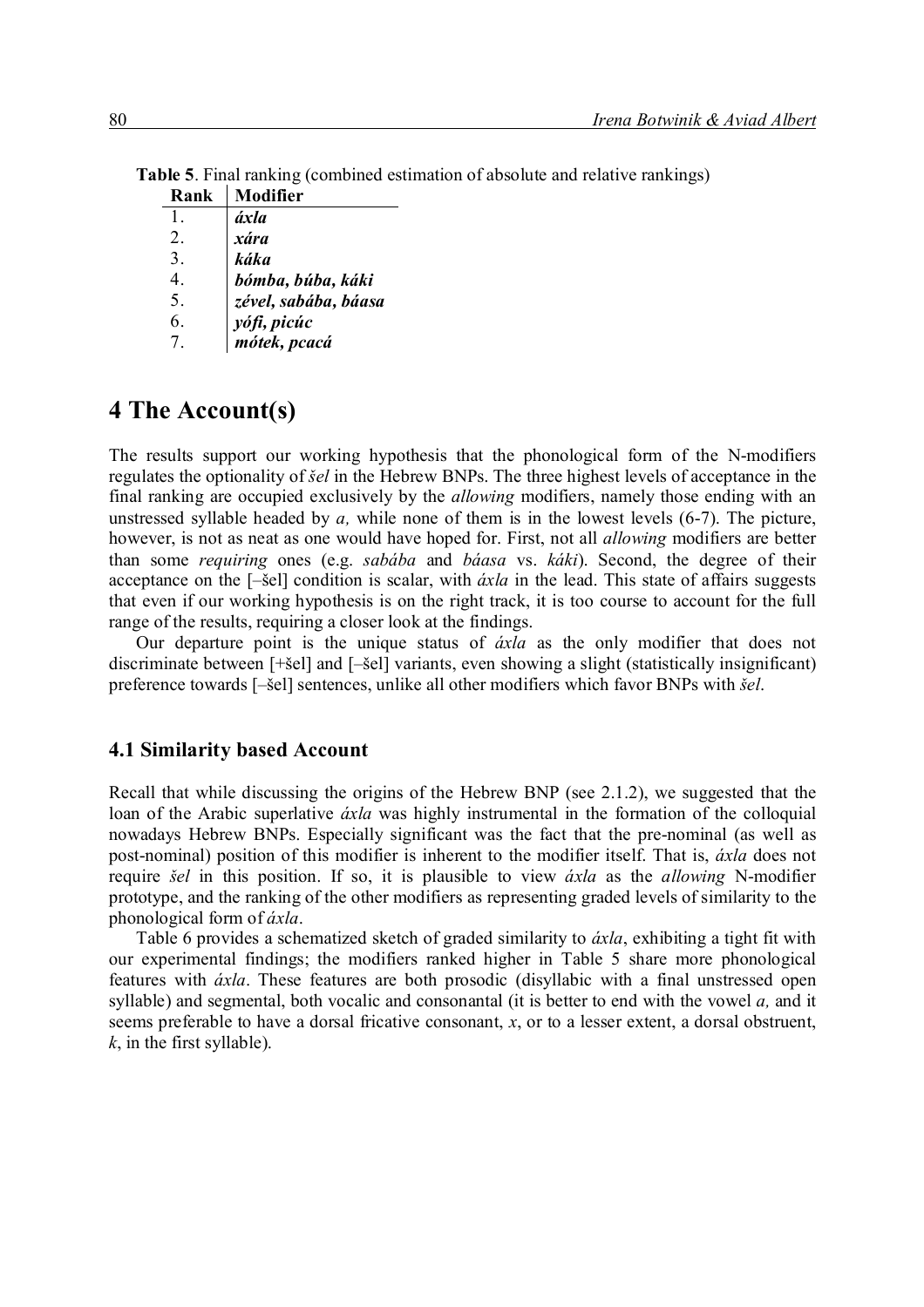**Table 5**. Final ranking (combined estimation of absolute and relative rankings)

| Rank | Modifier |
|---|---|
| 1. | ***áxla*** |
| 2. | ***xára*** |
| 3. | ***káka*** |
| 4. | ***bómba, búba, káki*** |
| 5. | ***zével, sabába, báasa*** |
| 6. | ***yófi, picúc*** |
| 7. | ***mótek, pcacá*** |

# 4 The Account(s)

The results support our working hypothesis that the phonological form of the N-modifiers regulates the optionality of *šel* in the Hebrew BNPs. The three highest levels of acceptance in the final ranking are occupied exclusively by the *allowing* modifiers, namely those ending with an unstressed syllable headed by *a,* while none of them is in the lowest levels (6-7). The picture, however, is not as neat as one would have hoped for. First, not all *allowing* modifiers are better than some *requiring* ones (e.g. *sabába* and *báasa* vs. *káki*). Second, the degree of their acceptance on the [–šel] condition is scalar, with *áxla* in the lead. This state of affairs suggests that even if our working hypothesis is on the right track, it is too course to account for the full range of the results, requiring a closer look at the findings.

Our departure point is the unique status of *áxla* as the only modifier that does not discriminate between [+šel] and [–šel] variants, even showing a slight (statistically insignificant) preference towards [–šel] sentences, unlike all other modifiers which favor BNPs with *šel*.

## 4.1 Similarity based Account

Recall that while discussing the origins of the Hebrew BNP (see 2.1.2), we suggested that the loan of the Arabic superlative *áxla* was highly instrumental in the formation of the colloquial nowadays Hebrew BNPs. Especially significant was the fact that the pre-nominal (as well as post-nominal) position of this modifier is inherent to the modifier itself. That is, *áxla* does not require *šel* in this position. If so, it is plausible to view *áxla* as the *allowing* N-modifier prototype, and the ranking of the other modifiers as representing graded levels of similarity to the phonological form of *áxla*.

Table 6 provides a schematized sketch of graded similarity to *áxla*, exhibiting a tight fit with our experimental findings; the modifiers ranked higher in Table 5 share more phonological features with *áxla*. These features are both prosodic (disyllabic with a final unstressed open syllable) and segmental, both vocalic and consonantal (it is better to end with the vowel *a,* and it seems preferable to have a dorsal fricative consonant, *x*, or to a lesser extent, a dorsal obstruent, *k*, in the first syllable).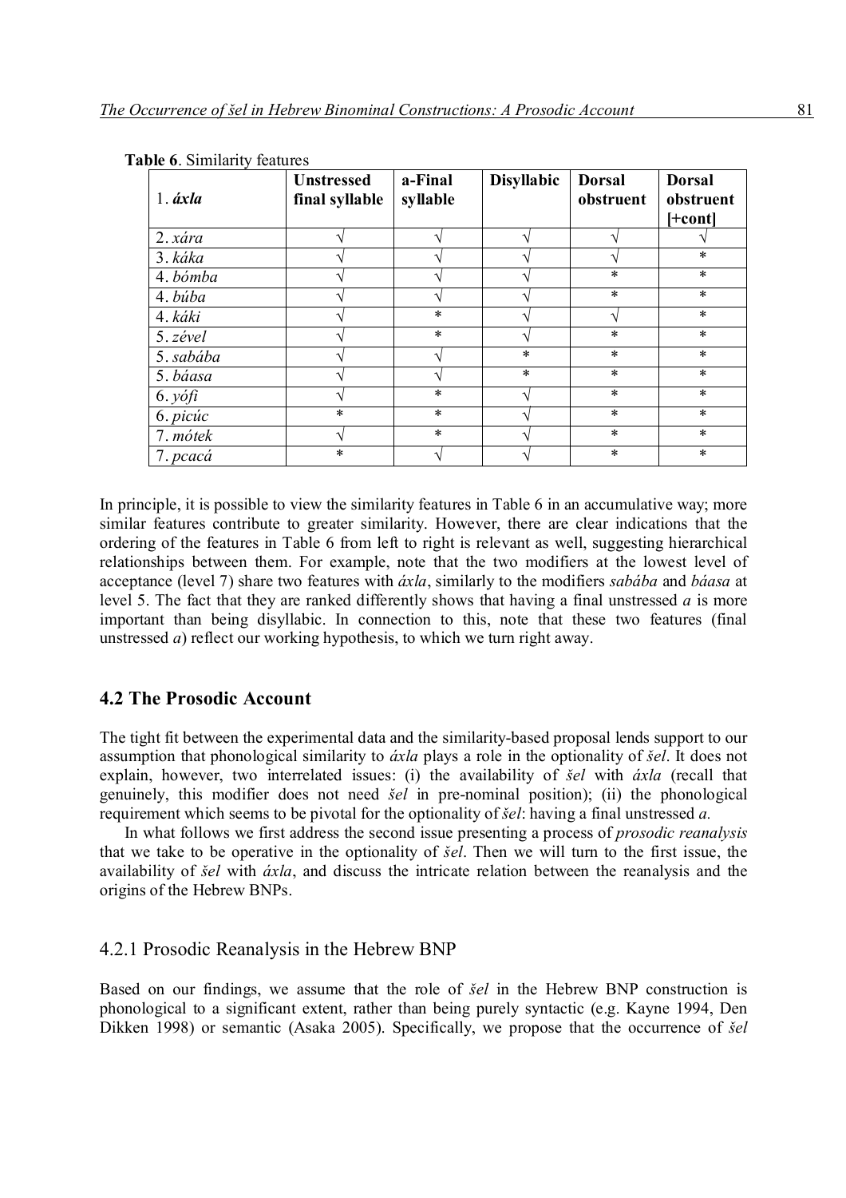**Table 6**. Similarity features

| 1. ***áxla*** | **Unstressed final syllable** | **a-Final syllable** | **Disyllabic** | **Dorsal obstruent** | **Dorsal obstruent [+cont]** |
|---|---|---|---|---|---|
| 2. *xára* | √ | √ | √ | √ | √ |
| 3. *káka* | √ | √ | √ | √ | * |
| 4. *bómba* | √ | √ | √ | * | * |
| 4. *búba* | √ | √ | √ | * | * |
| 4. *káki* | √ | * | √ | √ | * |
| 5. *zével* | √ | * | √ | * | * |
| 5. *sabába* | √ | √ | * | * | * |
| 5. *báasa* | √ | √ | * | * | * |
| 6. *yófi* | √ | * | √ | * | * |
| 6. *picúc* | * | * | √ | * | * |
| 7. *mótek* | √ | * | √ | * | * |
| 7. *pcacá* | * | √ | √ | * | * |

In principle, it is possible to view the similarity features in Table 6 in an accumulative way; more similar features contribute to greater similarity. However, there are clear indications that the ordering of the features in Table 6 from left to right is relevant as well, suggesting hierarchical relationships between them. For example, note that the two modifiers at the lowest level of acceptance (level 7) share two features with *áxla*, similarly to the modifiers *sabába* and *báasa* at level 5. The fact that they are ranked differently shows that having a final unstressed *a* is more important than being disyllabic. In connection to this, note that these two features (final unstressed *a*) reflect our working hypothesis, to which we turn right away.

## 4.2 The Prosodic Account

The tight fit between the experimental data and the similarity-based proposal lends support to our assumption that phonological similarity to *áxla* plays a role in the optionality of *šel*. It does not explain, however, two interrelated issues: (i) the availability of *šel* with *áxla* (recall that genuinely, this modifier does not need *šel* in pre-nominal position); (ii) the phonological requirement which seems to be pivotal for the optionality of *šel*: having a final unstressed *a.*

In what follows we first address the second issue presenting a process of *prosodic reanalysis* that we take to be operative in the optionality of *šel*. Then we will turn to the first issue, the availability of *šel* with *áxla*, and discuss the intricate relation between the reanalysis and the origins of the Hebrew BNPs.

### 4.2.1 Prosodic Reanalysis in the Hebrew BNP

Based on our findings, we assume that the role of *šel* in the Hebrew BNP construction is phonological to a significant extent, rather than being purely syntactic (e.g. Kayne 1994, Den Dikken 1998) or semantic (Asaka 2005). Specifically, we propose that the occurrence of *šel*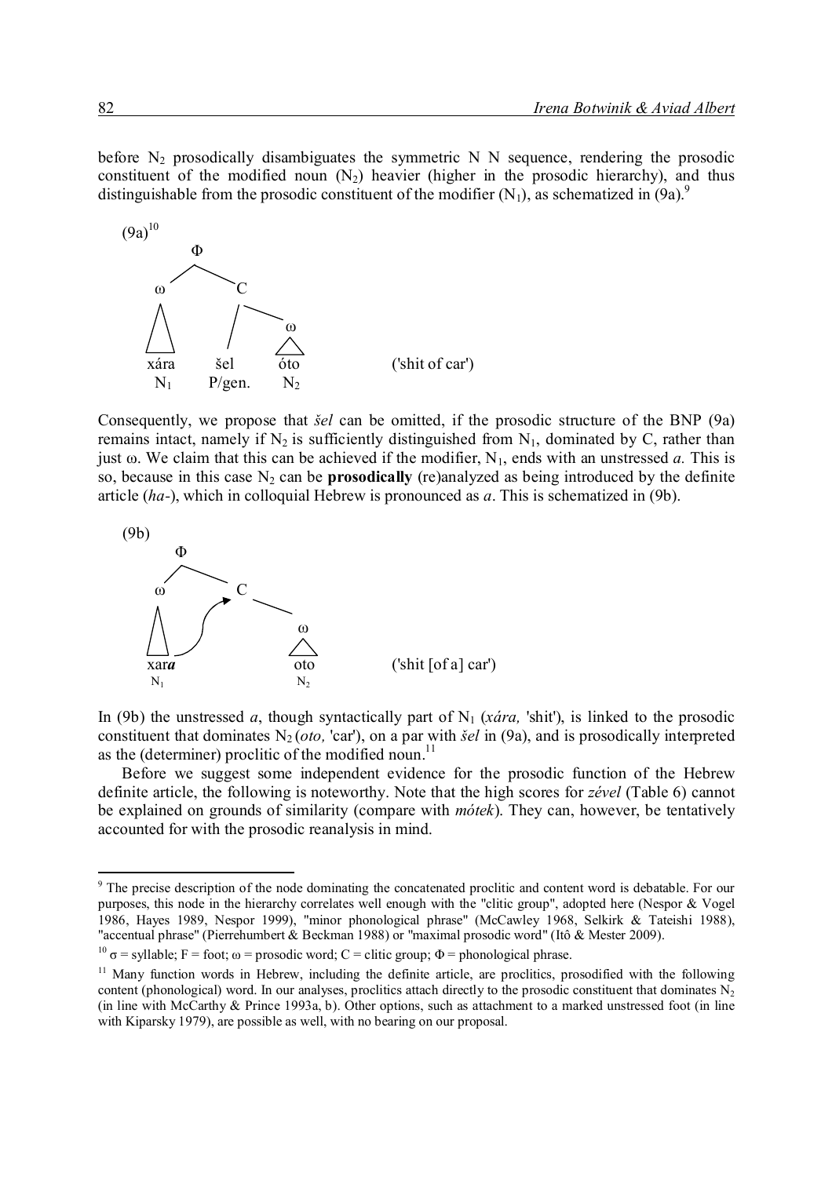before $N_2$ prosodically disambiguates the symmetric N N sequence, rendering the prosodic constituent of the modified noun ($N_2$) heavier (higher in the prosodic hierarchy), and thus distinguishable from the prosodic constituent of the modifier ($N_1$), as schematized in (9a).[9]

(9a)[10]

```
              Φ
           /     \
         ω         C
         |       /    \
         |      |      ω
       xára    šel    óto          ('shit of car')
        N1    P/gen.   N2
```

Consequently, we propose that *šel* can be omitted, if the prosodic structure of the BNP (9a) remains intact, namely if $N_2$ is sufficiently distinguished from $N_1$, dominated by C, rather than just ω. We claim that this can be achieved if the modifier, $N_1$, ends with an unstressed *a.* This is so, because in this case $N_2$ can be **prosodically** (re)analyzed as being introduced by the definite article (*ha-*), which in colloquial Hebrew is pronounced as *a*. This is schematized in (9b).

(9b)

```
           Φ
         /    \
        ω       C
        |   ↗      \
        |  /         ω
      xar**a**              oto          ('shit [of a] car')
       N1                N2
```

In (9b) the unstressed *a*, though syntactically part of $N_1$ (*xára,* 'shit'), is linked to the prosodic constituent that dominates $N_2$ (*oto,* 'car'), on a par with *šel* in (9a), and is prosodically interpreted as the (determiner) proclitic of the modified noun.[11]

Before we suggest some independent evidence for the prosodic function of the Hebrew definite article, the following is noteworthy. Note that the high scores for *zével* (Table 6) cannot be explained on grounds of similarity (compare with *mótek*). They can, however, be tentatively accounted for with the prosodic reanalysis in mind.

---

[9] The precise description of the node dominating the concatenated proclitic and content word is debatable. For our purposes, this node in the hierarchy correlates well enough with the "clitic group", adopted here (Nespor & Vogel 1986, Hayes 1989, Nespor 1999), "minor phonological phrase" (McCawley 1968, Selkirk & Tateishi 1988), "accentual phrase" (Pierrehumbert & Beckman 1988) or "maximal prosodic word" (Itô & Mester 2009).

[10] σ = syllable; F = foot; ω = prosodic word; C = clitic group; Φ = phonological phrase.

[11] Many function words in Hebrew, including the definite article, are proclitics, prosodified with the following content (phonological) word. In our analyses, proclitics attach directly to the prosodic constituent that dominates $N_2$ (in line with McCarthy & Prince 1993a, b). Other options, such as attachment to a marked unstressed foot (in line with Kiparsky 1979), are possible as well, with no bearing on our proposal.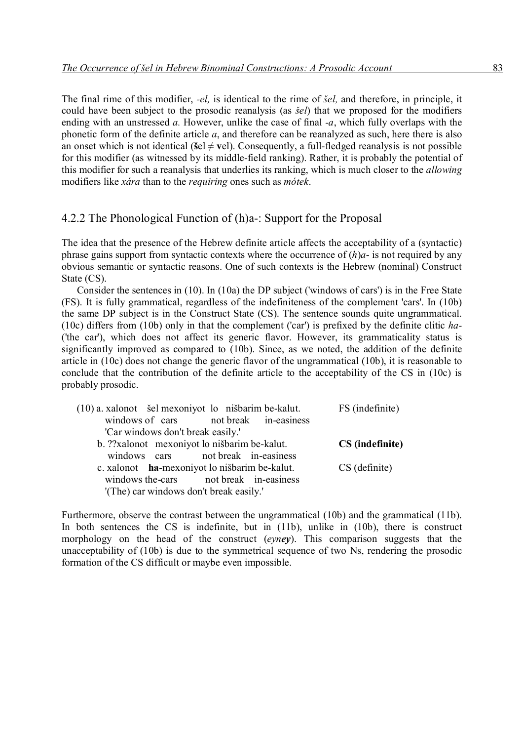The final rime of this modifier, *-el,* is identical to the rime of *šel,* and therefore, in principle, it could have been subject to the prosodic reanalysis (as *šel*) that we proposed for the modifiers ending with an unstressed *a.* However, unlike the case of final *-a*, which fully overlaps with the phonetic form of the definite article *a*, and therefore can be reanalyzed as such, here there is also an onset which is not identical (**š**el ≠ **v**el). Consequently, a full-fledged reanalysis is not possible for this modifier (as witnessed by its middle-field ranking). Rather, it is probably the potential of this modifier for such a reanalysis that underlies its ranking, which is much closer to the *allowing* modifiers like *xára* than to the *requiring* ones such as *mótek*.

### 4.2.2 The Phonological Function of (h)a-: Support for the Proposal

The idea that the presence of the Hebrew definite article affects the acceptability of a (syntactic) phrase gains support from syntactic contexts where the occurrence of (*h*)*a*- is not required by any obvious semantic or syntactic reasons. One of such contexts is the Hebrew (nominal) Construct State (CS).

Consider the sentences in (10). In (10a) the DP subject ('windows of cars') is in the Free State (FS). It is fully grammatical, regardless of the indefiniteness of the complement 'cars'. In (10b) the same DP subject is in the Construct State (CS). The sentence sounds quite ungrammatical. (10c) differs from (10b) only in that the complement ('car') is prefixed by the definite clitic *ha-* ('the car'), which does not affect its generic flavor. However, its grammaticality status is significantly improved as compared to (10b). Since, as we noted, the addition of the definite article in (10c) does not change the generic flavor of the ungrammatical (10b), it is reasonable to conclude that the contribution of the definite article to the acceptability of the CS in (10c) is probably prosodic.

(10) a. xalonot šel mexoniyot lo nišbarim be-kalut. — FS (indefinite)
windows of cars not break in-easiness
'Car windows don't break easily.'

b. ??xalonot mexoniyot lo nišbarim be-kalut. — **CS (indefinite)**
windows cars not break in-easiness

c. xalonot **ha**-mexoniyot lo nišbarim be-kalut. — CS (definite)
windows the-cars not break in-easiness
'(The) car windows don't break easily.'

Furthermore, observe the contrast between the ungrammatical (10b) and the grammatical (11b). In both sentences the CS is indefinite, but in (11b), unlike in (10b), there is construct morphology on the head of the construct (*eyn**ey***). This comparison suggests that the unacceptability of (10b) is due to the symmetrical sequence of two Ns, rendering the prosodic formation of the CS difficult or maybe even impossible.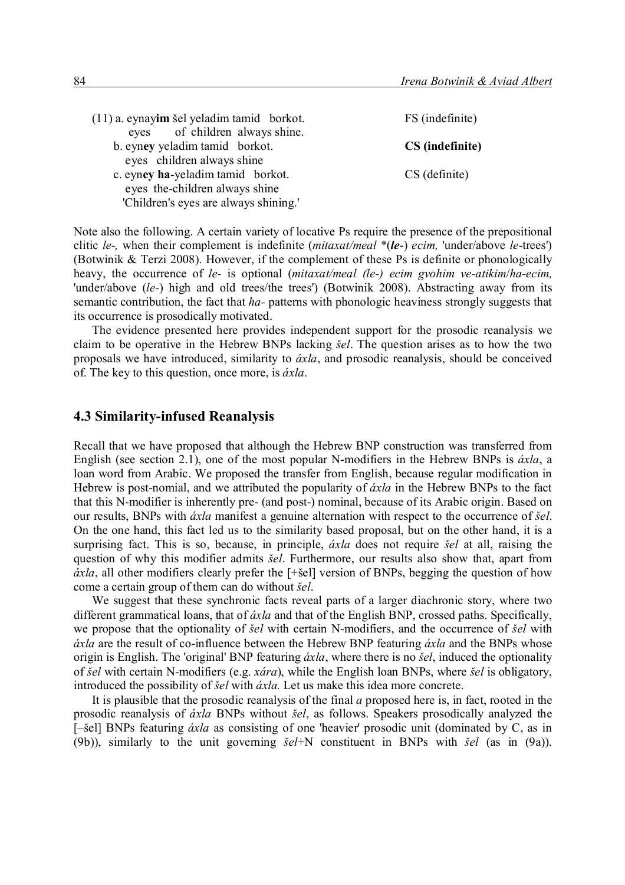(11) a. eynay**im** šel yeladim tamid borkot. FS (indefinite)
  eyes of children always shine.
 b. eyn**ey** yeladim tamid borkot. **CS (indefinite)**
  eyes children always shine
 c. eyn**ey** **ha**-yeladim tamid borkot. CS (definite)
  eyes the-children always shine
  'Children's eyes are always shining.'

Note also the following. A certain variety of locative Ps require the presence of the prepositional clitic *le-,* when their complement is indefinite (*mitaxat/meal* \*(***le***-) *ecim,* 'under/above *le*-trees') (Botwinik & Terzi 2008). However, if the complement of these Ps is definite or phonologically heavy, the occurrence of *le-* is optional (*mitaxat/meal (le-) ecim gvohim ve-atikim*/*ha-ecim,* 'under/above (*le-*) high and old trees/the trees') (Botwinik 2008). Abstracting away from its semantic contribution, the fact that *ha-* patterns with phonologic heaviness strongly suggests that its occurrence is prosodically motivated.

The evidence presented here provides independent support for the prosodic reanalysis we claim to be operative in the Hebrew BNPs lacking *šel*. The question arises as to how the two proposals we have introduced, similarity to *áxla*, and prosodic reanalysis, should be conceived of. The key to this question, once more, is *áxla*.

### 4.3 Similarity-infused Reanalysis

Recall that we have proposed that although the Hebrew BNP construction was transferred from English (see section 2.1), one of the most popular N-modifiers in the Hebrew BNPs is *áxla*, a loan word from Arabic. We proposed the transfer from English, because regular modification in Hebrew is post-nomial, and we attributed the popularity of *áxla* in the Hebrew BNPs to the fact that this N-modifier is inherently pre- (and post-) nominal, because of its Arabic origin. Based on our results, BNPs with *áxla* manifest a genuine alternation with respect to the occurrence of *šel*. On the one hand, this fact led us to the similarity based proposal, but on the other hand, it is a surprising fact. This is so, because, in principle, *áxla* does not require *šel* at all, raising the question of why this modifier admits *šel*. Furthermore, our results also show that, apart from *áxla*, all other modifiers clearly prefer the [+šel] version of BNPs, begging the question of how come a certain group of them can do without *šel*.

We suggest that these synchronic facts reveal parts of a larger diachronic story, where two different grammatical loans, that of *áxla* and that of the English BNP, crossed paths. Specifically, we propose that the optionality of *šel* with certain N-modifiers, and the occurrence of *šel* with *áxla* are the result of co-influence between the Hebrew BNP featuring *áxla* and the BNPs whose origin is English. The 'original' BNP featuring *áxla*, where there is no *šel*, induced the optionality of *šel* with certain N-modifiers (e.g. *xára*), while the English loan BNPs, where *šel* is obligatory, introduced the possibility of *šel* with *áxla.* Let us make this idea more concrete.

It is plausible that the prosodic reanalysis of the final *a* proposed here is, in fact, rooted in the prosodic reanalysis of *áxla* BNPs without *šel*, as follows. Speakers prosodically analyzed the [–šel] BNPs featuring *áxla* as consisting of one 'heavier' prosodic unit (dominated by C, as in (9b)), similarly to the unit governing *šel*+N constituent in BNPs with *šel* (as in (9a)).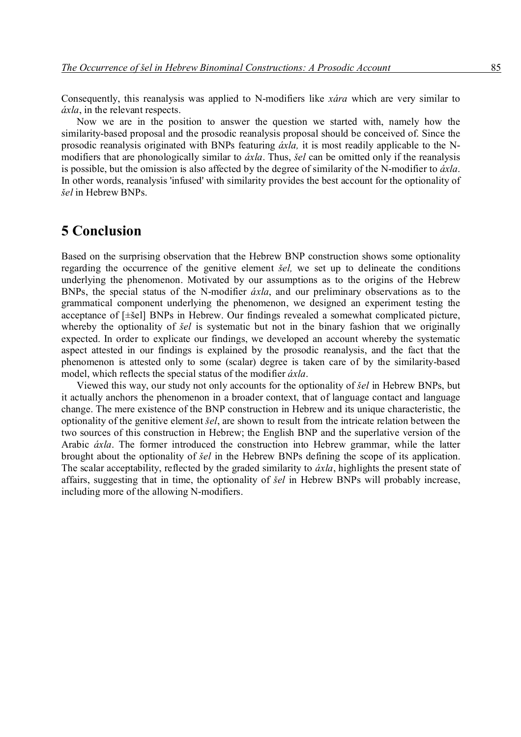Consequently, this reanalysis was applied to N-modifiers like *xára* which are very similar to *áxla*, in the relevant respects.

Now we are in the position to answer the question we started with, namely how the similarity-based proposal and the prosodic reanalysis proposal should be conceived of. Since the prosodic reanalysis originated with BNPs featuring *áxla,* it is most readily applicable to the N-modifiers that are phonologically similar to *áxla*. Thus, *šel* can be omitted only if the reanalysis is possible, but the omission is also affected by the degree of similarity of the N-modifier to *áxla*. In other words, reanalysis 'infused' with similarity provides the best account for the optionality of *šel* in Hebrew BNPs.

# 5 Conclusion

Based on the surprising observation that the Hebrew BNP construction shows some optionality regarding the occurrence of the genitive element *šel,* we set up to delineate the conditions underlying the phenomenon. Motivated by our assumptions as to the origins of the Hebrew BNPs, the special status of the N-modifier *áxla*, and our preliminary observations as to the grammatical component underlying the phenomenon, we designed an experiment testing the acceptance of [±šel] BNPs in Hebrew. Our findings revealed a somewhat complicated picture, whereby the optionality of *šel* is systematic but not in the binary fashion that we originally expected. In order to explicate our findings, we developed an account whereby the systematic aspect attested in our findings is explained by the prosodic reanalysis, and the fact that the phenomenon is attested only to some (scalar) degree is taken care of by the similarity-based model, which reflects the special status of the modifier *áxla*.

Viewed this way, our study not only accounts for the optionality of *šel* in Hebrew BNPs, but it actually anchors the phenomenon in a broader context, that of language contact and language change. The mere existence of the BNP construction in Hebrew and its unique characteristic, the optionality of the genitive element *šel*, are shown to result from the intricate relation between the two sources of this construction in Hebrew; the English BNP and the superlative version of the Arabic *áxla*. The former introduced the construction into Hebrew grammar, while the latter brought about the optionality of *šel* in the Hebrew BNPs defining the scope of its application. The scalar acceptability, reflected by the graded similarity to *áxla*, highlights the present state of affairs, suggesting that in time, the optionality of *šel* in Hebrew BNPs will probably increase, including more of the allowing N-modifiers.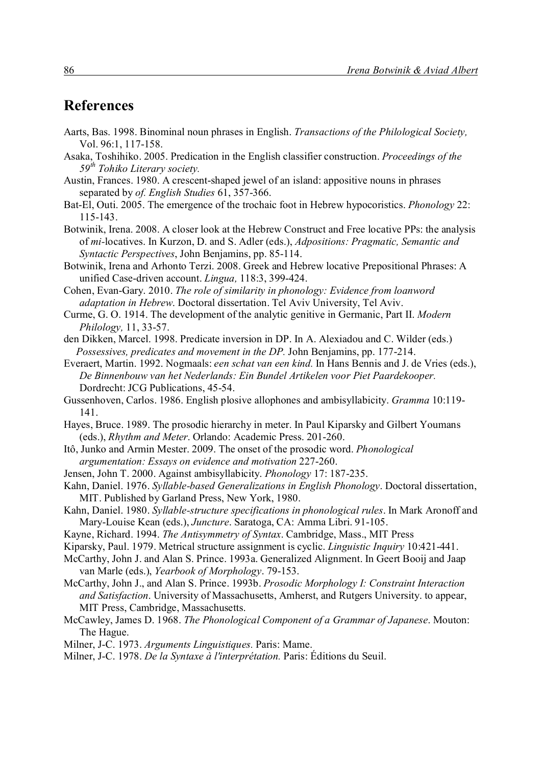## References

Aarts, Bas. 1998. Binominal noun phrases in English. *Transactions of the Philological Society,* Vol. 96:1, 117-158.

Asaka, Toshihiko. 2005. Predication in the English classifier construction. *Proceedings of the 59th Tohiko Literary society.*

Austin, Frances. 1980. A crescent-shaped jewel of an island: appositive nouns in phrases separated by *of. English Studies* 61, 357-366.

Bat-El, Outi. 2005. The emergence of the trochaic foot in Hebrew hypocoristics. *Phonology* 22: 115-143.

Botwinik, Irena. 2008. A closer look at the Hebrew Construct and Free locative PPs: the analysis of *mi*-locatives. In Kurzon, D. and S. Adler (eds.), *Adpositions: Pragmatic, Semantic and Syntactic Perspectives*, John Benjamins, pp. 85-114.

Botwinik, Irena and Arhonto Terzi. 2008. Greek and Hebrew locative Prepositional Phrases: A unified Case-driven account. *Lingua,* 118:3, 399-424.

Cohen, Evan-Gary. 2010. *The role of similarity in phonology: Evidence from loanword adaptation in Hebrew*. Doctoral dissertation. Tel Aviv University, Tel Aviv.

Curme, G. O. 1914. The development of the analytic genitive in Germanic, Part II. *Modern Philology,* 11, 33-57.

den Dikken, Marcel. 1998. Predicate inversion in DP. In A. Alexiadou and C. Wilder (eds.) *Possessives, predicates and movement in the DP.* John Benjamins, pp. 177-214.

Everaert, Martin. 1992. Nogmaals: *een schat van een kind.* In Hans Bennis and J. de Vries (eds.), *De Binnenbouw van het Nederlands: Ein Bundel Artikelen voor Piet Paardekooper.* Dordrecht: JCG Publications, 45-54.

Gussenhoven, Carlos. 1986. English plosive allophones and ambisyllabicity. *Gramma* 10:119-141.

Hayes, Bruce. 1989. The prosodic hierarchy in meter. In Paul Kiparsky and Gilbert Youmans (eds.), *Rhythm and Meter*. Orlando: Academic Press. 201-260.

Itô, Junko and Armin Mester. 2009. The onset of the prosodic word. *Phonological argumentation: Essays on evidence and motivation* 227-260.

Jensen, John T. 2000. Against ambisyllabicity. *Phonology* 17: 187-235.

Kahn, Daniel. 1976. *Syllable-based Generalizations in English Phonology*. Doctoral dissertation, MIT. Published by Garland Press, New York, 1980.

Kahn, Daniel. 1980. *Syllable-structure specifications in phonological rules*. In Mark Aronoff and Mary-Louise Kean (eds.), *Juncture*. Saratoga, CA: Amma Libri. 91-105.

Kayne, Richard. 1994. *The Antisymmetry of Syntax*. Cambridge, Mass., MIT Press

Kiparsky, Paul. 1979. Metrical structure assignment is cyclic. *Linguistic Inquiry* 10:421-441.

McCarthy, John J. and Alan S. Prince. 1993a. Generalized Alignment. In Geert Booij and Jaap van Marle (eds.), *Yearbook of Morphology*. 79-153.

McCarthy, John J., and Alan S. Prince. 1993b. *Prosodic Morphology I: Constraint Interaction and Satisfaction*. University of Massachusetts, Amherst, and Rutgers University. to appear, MIT Press, Cambridge, Massachusetts.

McCawley, James D. 1968. *The Phonological Component of a Grammar of Japanese*. Mouton: The Hague.

Milner, J-C. 1973. *Arguments Linguistiques.* Paris: Mame.

Milner, J-C. 1978. *De la Syntaxe à l'interprétation.* Paris: Éditions du Seuil.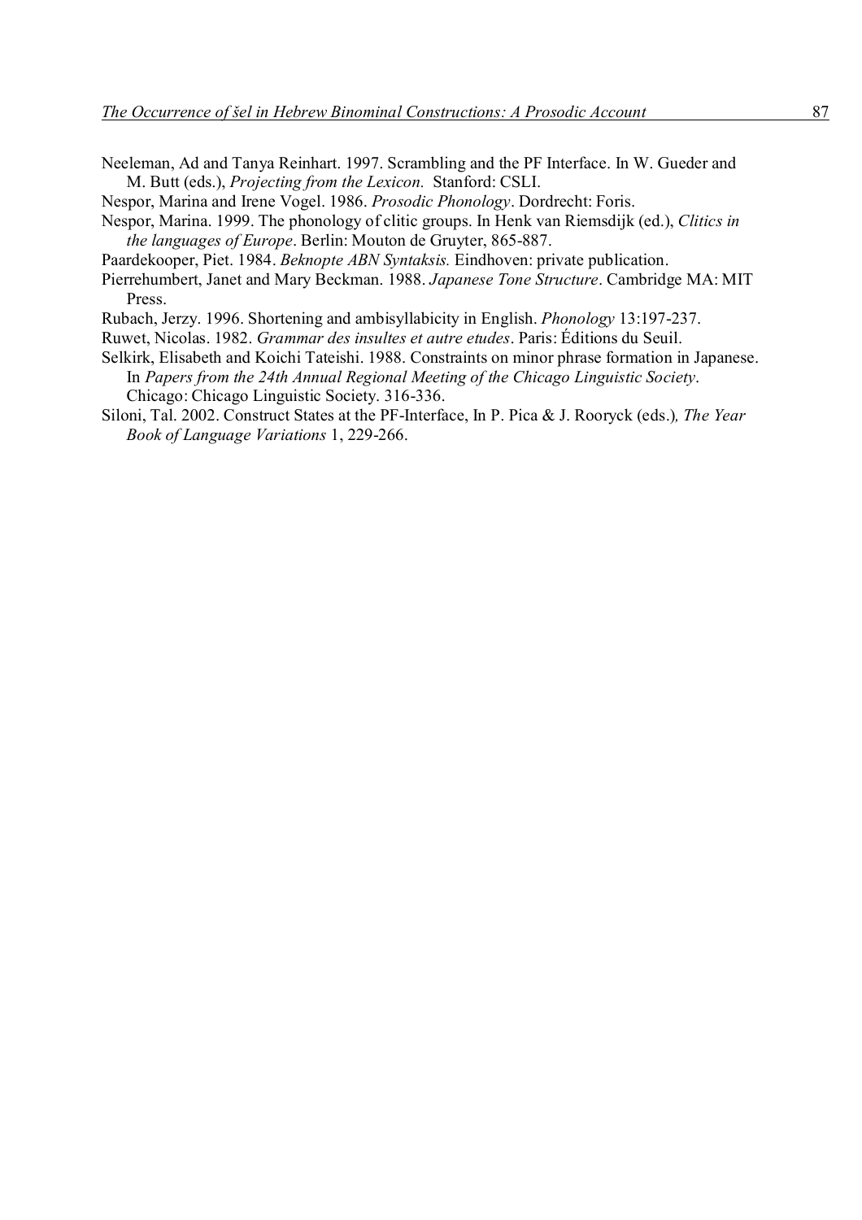Neeleman, Ad and Tanya Reinhart. 1997. Scrambling and the PF Interface. In W. Gueder and M. Butt (eds.), *Projecting from the Lexicon.* Stanford: CSLI.

Nespor, Marina and Irene Vogel. 1986. *Prosodic Phonology*. Dordrecht: Foris.

Nespor, Marina. 1999. The phonology of clitic groups. In Henk van Riemsdijk (ed.), *Clitics in the languages of Europe*. Berlin: Mouton de Gruyter, 865-887.

Paardekooper, Piet. 1984. *Beknopte ABN Syntaksis.* Eindhoven: private publication.

Pierrehumbert, Janet and Mary Beckman. 1988. *Japanese Tone Structure*. Cambridge MA: MIT Press.

Rubach, Jerzy. 1996. Shortening and ambisyllabicity in English. *Phonology* 13:197-237.

Ruwet, Nicolas. 1982. *Grammar des insultes et autre etudes*. Paris: Éditions du Seuil.

Selkirk, Elisabeth and Koichi Tateishi. 1988. Constraints on minor phrase formation in Japanese. In *Papers from the 24th Annual Regional Meeting of the Chicago Linguistic Society*. Chicago: Chicago Linguistic Society. 316-336.

Siloni, Tal. 2002. Construct States at the PF-Interface, In P. Pica & J. Rooryck (eds.)*, The Year Book of Language Variations* 1, 229-266.